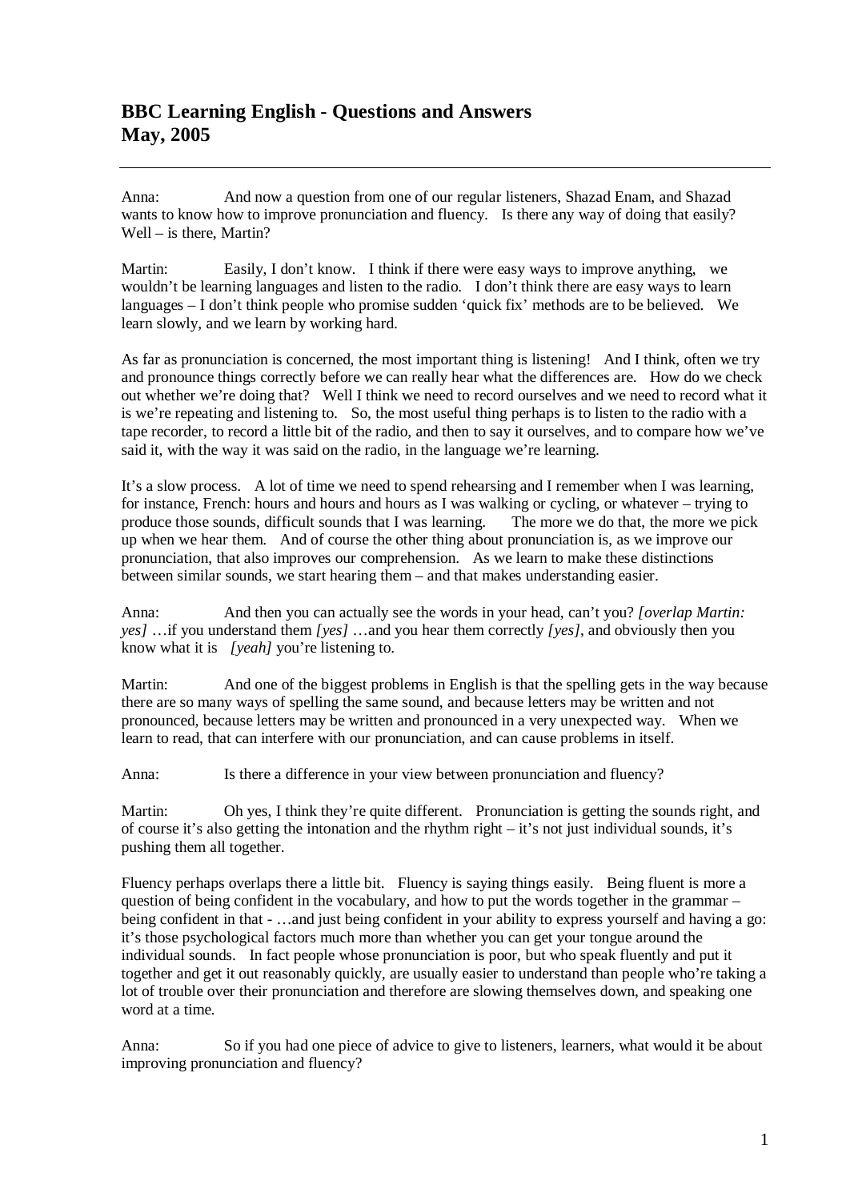# BBC Learning English - Questions and Answers
# May, 2005

---

Anna: And now a question from one of our regular listeners, Shazad Enam, and Shazad wants to know how to improve pronunciation and fluency. Is there any way of doing that easily? Well – is there, Martin?

Martin: Easily, I don't know. I think if there were easy ways to improve anything, we wouldn't be learning languages and listen to the radio. I don't think there are easy ways to learn languages – I don't think people who promise sudden 'quick fix' methods are to be believed. We learn slowly, and we learn by working hard.

As far as pronunciation is concerned, the most important thing is listening! And I think, often we try and pronounce things correctly before we can really hear what the differences are. How do we check out whether we're doing that? Well I think we need to record ourselves and we need to record what it is we're repeating and listening to. So, the most useful thing perhaps is to listen to the radio with a tape recorder, to record a little bit of the radio, and then to say it ourselves, and to compare how we've said it, with the way it was said on the radio, in the language we're learning.

It's a slow process. A lot of time we need to spend rehearsing and I remember when I was learning, for instance, French: hours and hours and hours as I was walking or cycling, or whatever – trying to produce those sounds, difficult sounds that I was learning. The more we do that, the more we pick up when we hear them. And of course the other thing about pronunciation is, as we improve our pronunciation, that also improves our comprehension. As we learn to make these distinctions between similar sounds, we start hearing them – and that makes understanding easier.

Anna: And then you can actually see the words in your head, can't you? *[overlap Martin: yes]* …if you understand them *[yes]* …and you hear them correctly *[yes]*, and obviously then you know what it is *[yeah]* you're listening to.

Martin: And one of the biggest problems in English is that the spelling gets in the way because there are so many ways of spelling the same sound, and because letters may be written and not pronounced, because letters may be written and pronounced in a very unexpected way. When we learn to read, that can interfere with our pronunciation, and can cause problems in itself.

Anna: Is there a difference in your view between pronunciation and fluency?

Martin: Oh yes, I think they're quite different. Pronunciation is getting the sounds right, and of course it's also getting the intonation and the rhythm right – it's not just individual sounds, it's pushing them all together.

Fluency perhaps overlaps there a little bit. Fluency is saying things easily. Being fluent is more a question of being confident in the vocabulary, and how to put the words together in the grammar – being confident in that - …and just being confident in your ability to express yourself and having a go: it's those psychological factors much more than whether you can get your tongue around the individual sounds. In fact people whose pronunciation is poor, but who speak fluently and put it together and get it out reasonably quickly, are usually easier to understand than people who're taking a lot of trouble over their pronunciation and therefore are slowing themselves down, and speaking one word at a time.

Anna: So if you had one piece of advice to give to listeners, learners, what would it be about improving pronunciation and fluency?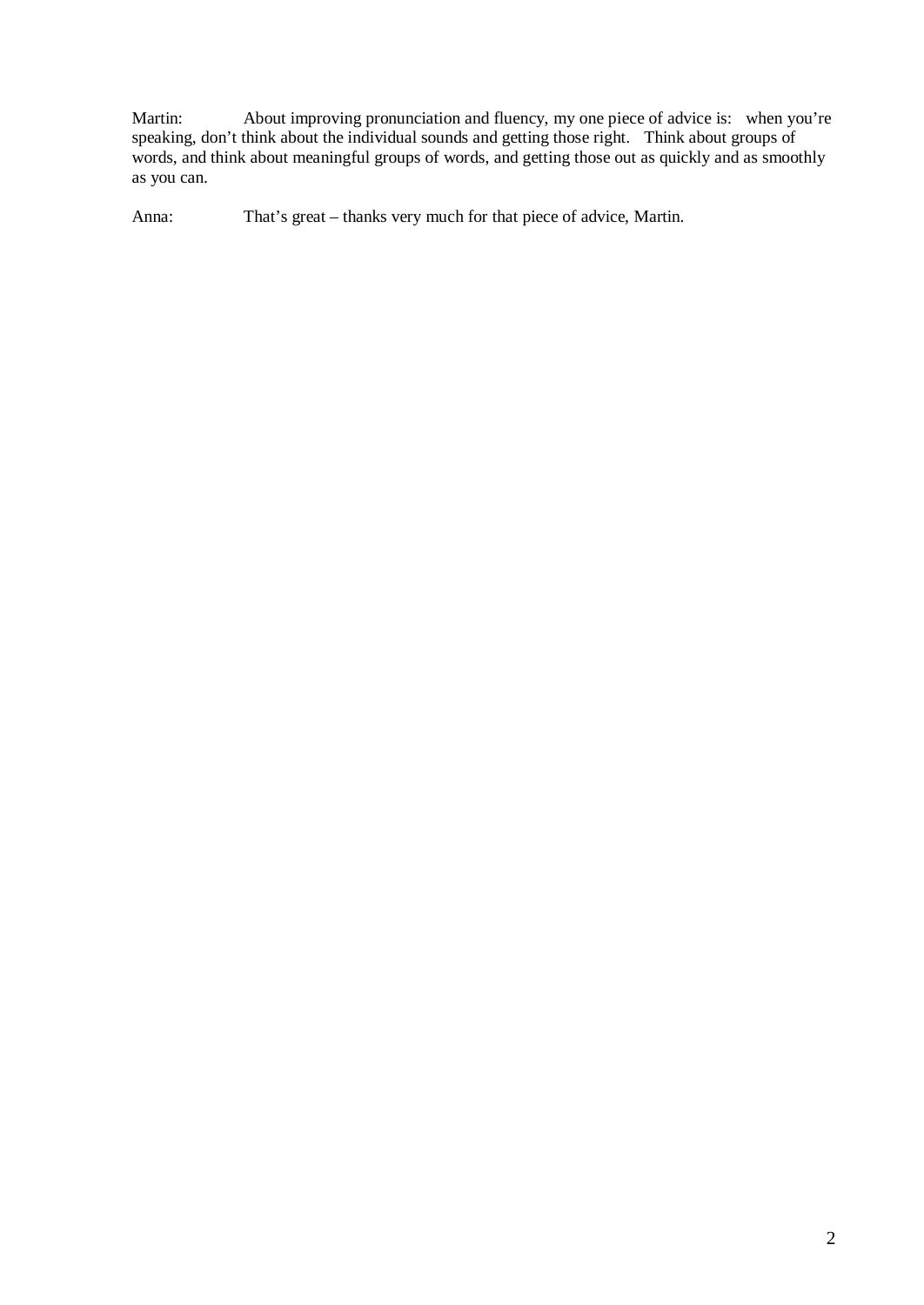Martin: About improving pronunciation and fluency, my one piece of advice is: when you're speaking, don't think about the individual sounds and getting those right. Think about groups of words, and think about meaningful groups of words, and getting those out as quickly and as smoothly as you can.

Anna: That's great – thanks very much for that piece of advice, Martin.